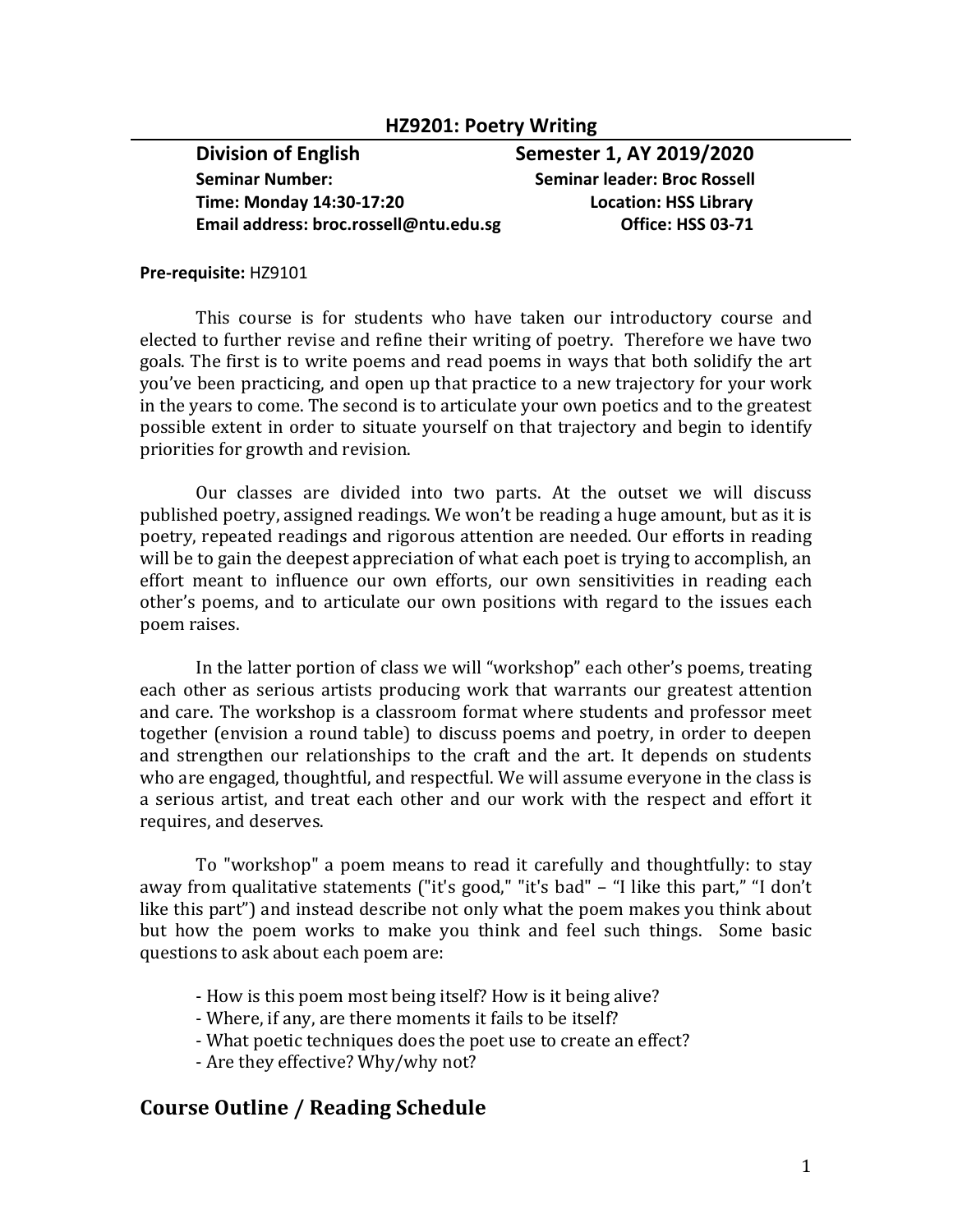# HZ9201: Poetry Writing

**Division of English** | **Semester 1, AY 2019/2020**

**Seminar Number:**
**Seminar leader: Broc Rossell**
**Time: Monday 14:30-17:20**
**Location: HSS Library**
**Email address: broc.rossell@ntu.edu.sg**
**Office: HSS 03-71**

**Pre-requisite:** HZ9101

This course is for students who have taken our introductory course and elected to further revise and refine their writing of poetry. Therefore we have two goals. The first is to write poems and read poems in ways that both solidify the art you've been practicing, and open up that practice to a new trajectory for your work in the years to come. The second is to articulate your own poetics and to the greatest possible extent in order to situate yourself on that trajectory and begin to identify priorities for growth and revision.

Our classes are divided into two parts. At the outset we will discuss published poetry, assigned readings. We won't be reading a huge amount, but as it is poetry, repeated readings and rigorous attention are needed. Our efforts in reading will be to gain the deepest appreciation of what each poet is trying to accomplish, an effort meant to influence our own efforts, our own sensitivities in reading each other's poems, and to articulate our own positions with regard to the issues each poem raises.

In the latter portion of class we will "workshop" each other's poems, treating each other as serious artists producing work that warrants our greatest attention and care. The workshop is a classroom format where students and professor meet together (envision a round table) to discuss poems and poetry, in order to deepen and strengthen our relationships to the craft and the art. It depends on students who are engaged, thoughtful, and respectful. We will assume everyone in the class is a serious artist, and treat each other and our work with the respect and effort it requires, and deserves.

To "workshop" a poem means to read it carefully and thoughtfully: to stay away from qualitative statements ("it's good," "it's bad" – "I like this part," "I don't like this part") and instead describe not only what the poem makes you think about but how the poem works to make you think and feel such things. Some basic questions to ask about each poem are:

- How is this poem most being itself? How is it being alive?
- Where, if any, are there moments it fails to be itself?
- What poetic techniques does the poet use to create an effect?
- Are they effective? Why/why not?

## Course Outline / Reading Schedule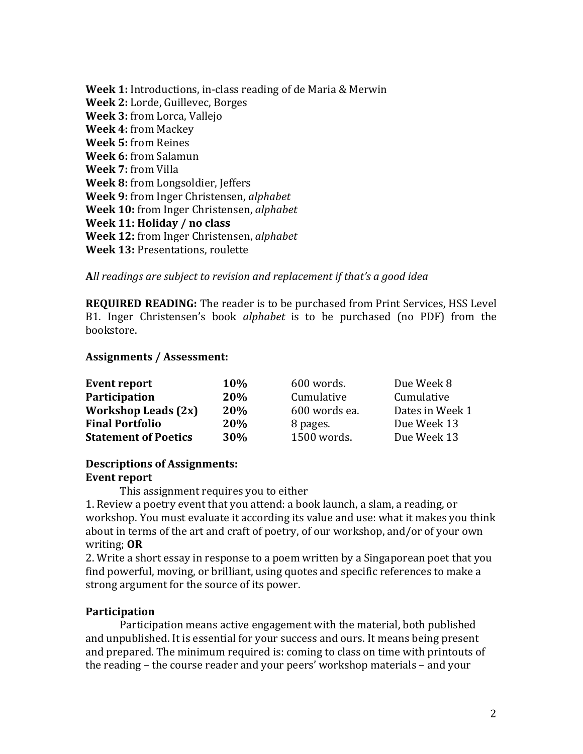**Week 1:** Introductions, in-class reading of de Maria & Merwin
**Week 2:** Lorde, Guillevec, Borges
**Week 3:** from Lorca, Vallejo
**Week 4:** from Mackey
**Week 5:** from Reines
**Week 6:** from Salamun
**Week 7:** from Villa
**Week 8:** from Longsoldier, Jeffers
**Week 9:** from Inger Christensen, *alphabet*
**Week 10:** from Inger Christensen, *alphabet*
**Week 11: Holiday / no class**
**Week 12:** from Inger Christensen, *alphabet*
**Week 13:** Presentations, roulette

***A****ll readings are subject to revision and replacement if that's a good idea*

**REQUIRED READING:** The reader is to be purchased from Print Services, HSS Level B1. Inger Christensen's book *alphabet* is to be purchased (no PDF) from the bookstore.

**Assignments / Assessment:**

| | | | |
|---|---|---|---|
| **Event report** | **10%** | 600 words. | Due Week 8 |
| **Participation** | **20%** | Cumulative | Cumulative |
| **Workshop Leads (2x)** | **20%** | 600 words ea. | Dates in Week 1 |
| **Final Portfolio** | **20%** | 8 pages. | Due Week 13 |
| **Statement of Poetics** | **30%** | 1500 words. | Due Week 13 |

**Descriptions of Assignments:**

**Event report**

This assignment requires you to either

1. Review a poetry event that you attend: a book launch, a slam, a reading, or workshop. You must evaluate it according its value and use: what it makes you think about in terms of the art and craft of poetry, of our workshop, and/or of your own writing; **OR**
2. Write a short essay in response to a poem written by a Singaporean poet that you find powerful, moving, or brilliant, using quotes and specific references to make a strong argument for the source of its power.

**Participation**

Participation means active engagement with the material, both published and unpublished. It is essential for your success and ours. It means being present and prepared. The minimum required is: coming to class on time with printouts of the reading – the course reader and your peers' workshop materials – and your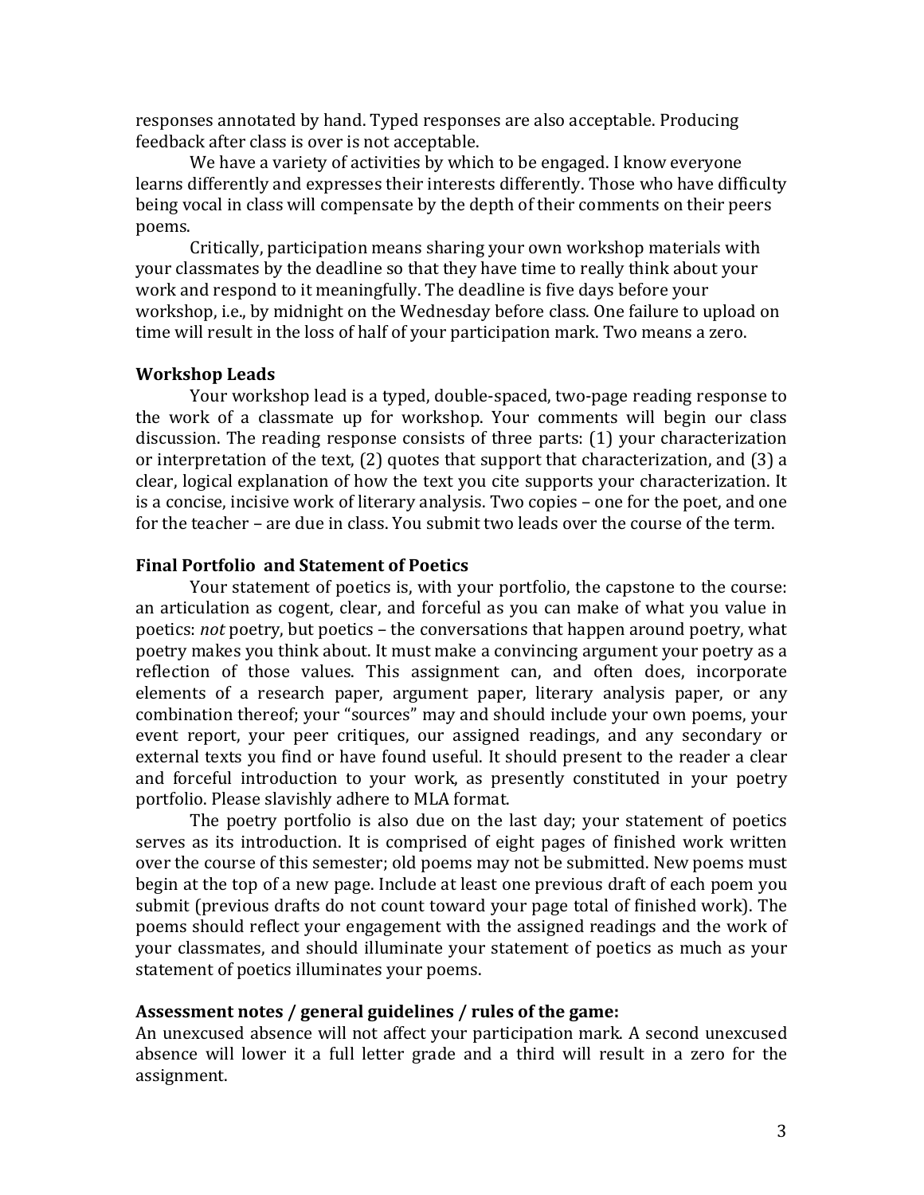responses annotated by hand. Typed responses are also acceptable. Producing feedback after class is over is not acceptable.

We have a variety of activities by which to be engaged. I know everyone learns differently and expresses their interests differently. Those who have difficulty being vocal in class will compensate by the depth of their comments on their peers poems.

Critically, participation means sharing your own workshop materials with your classmates by the deadline so that they have time to really think about your work and respond to it meaningfully. The deadline is five days before your workshop, i.e., by midnight on the Wednesday before class. One failure to upload on time will result in the loss of half of your participation mark. Two means a zero.

**Workshop Leads**

Your workshop lead is a typed, double-spaced, two-page reading response to the work of a classmate up for workshop. Your comments will begin our class discussion. The reading response consists of three parts: (1) your characterization or interpretation of the text, (2) quotes that support that characterization, and (3) a clear, logical explanation of how the text you cite supports your characterization. It is a concise, incisive work of literary analysis. Two copies – one for the poet, and one for the teacher – are due in class. You submit two leads over the course of the term.

**Final Portfolio and Statement of Poetics**

Your statement of poetics is, with your portfolio, the capstone to the course: an articulation as cogent, clear, and forceful as you can make of what you value in poetics: *not* poetry, but poetics – the conversations that happen around poetry, what poetry makes you think about. It must make a convincing argument your poetry as a reflection of those values. This assignment can, and often does, incorporate elements of a research paper, argument paper, literary analysis paper, or any combination thereof; your "sources" may and should include your own poems, your event report, your peer critiques, our assigned readings, and any secondary or external texts you find or have found useful. It should present to the reader a clear and forceful introduction to your work, as presently constituted in your poetry portfolio. Please slavishly adhere to MLA format.

The poetry portfolio is also due on the last day; your statement of poetics serves as its introduction. It is comprised of eight pages of finished work written over the course of this semester; old poems may not be submitted. New poems must begin at the top of a new page. Include at least one previous draft of each poem you submit (previous drafts do not count toward your page total of finished work). The poems should reflect your engagement with the assigned readings and the work of your classmates, and should illuminate your statement of poetics as much as your statement of poetics illuminates your poems.

**Assessment notes / general guidelines / rules of the game:**

An unexcused absence will not affect your participation mark. A second unexcused absence will lower it a full letter grade and a third will result in a zero for the assignment.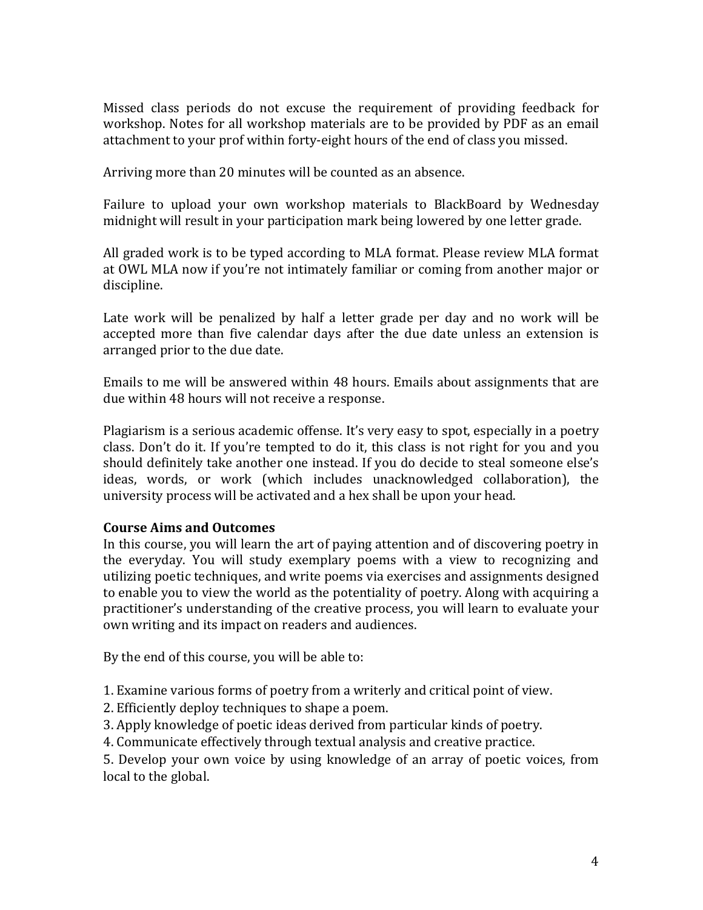Missed class periods do not excuse the requirement of providing feedback for workshop. Notes for all workshop materials are to be provided by PDF as an email attachment to your prof within forty-eight hours of the end of class you missed.

Arriving more than 20 minutes will be counted as an absence.

Failure to upload your own workshop materials to BlackBoard by Wednesday midnight will result in your participation mark being lowered by one letter grade.

All graded work is to be typed according to MLA format. Please review MLA format at OWL MLA now if you're not intimately familiar or coming from another major or discipline.

Late work will be penalized by half a letter grade per day and no work will be accepted more than five calendar days after the due date unless an extension is arranged prior to the due date.

Emails to me will be answered within 48 hours. Emails about assignments that are due within 48 hours will not receive a response.

Plagiarism is a serious academic offense. It's very easy to spot, especially in a poetry class. Don't do it. If you're tempted to do it, this class is not right for you and you should definitely take another one instead. If you do decide to steal someone else's ideas, words, or work (which includes unacknowledged collaboration), the university process will be activated and a hex shall be upon your head.

**Course Aims and Outcomes**

In this course, you will learn the art of paying attention and of discovering poetry in the everyday. You will study exemplary poems with a view to recognizing and utilizing poetic techniques, and write poems via exercises and assignments designed to enable you to view the world as the potentiality of poetry. Along with acquiring a practitioner's understanding of the creative process, you will learn to evaluate your own writing and its impact on readers and audiences.

By the end of this course, you will be able to:

1. Examine various forms of poetry from a writerly and critical point of view.
2. Efficiently deploy techniques to shape a poem.
3. Apply knowledge of poetic ideas derived from particular kinds of poetry.
4. Communicate effectively through textual analysis and creative practice.
5. Develop your own voice by using knowledge of an array of poetic voices, from local to the global.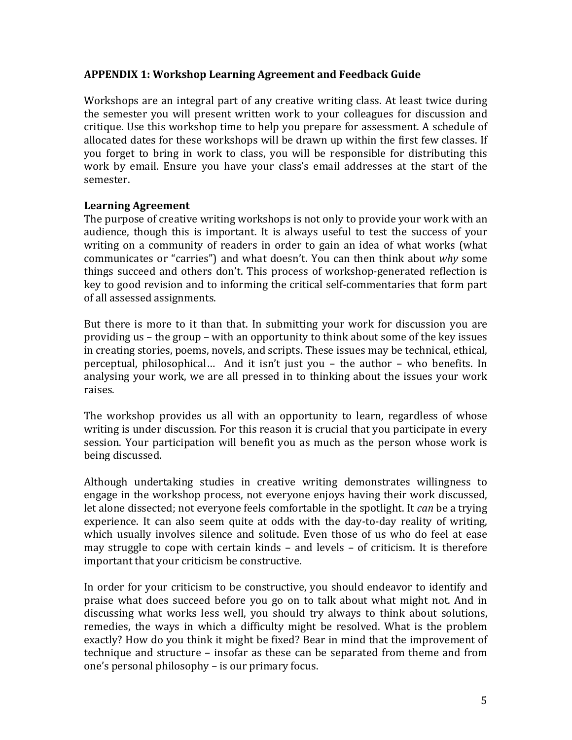## APPENDIX 1: Workshop Learning Agreement and Feedback Guide

Workshops are an integral part of any creative writing class. At least twice during the semester you will present written work to your colleagues for discussion and critique. Use this workshop time to help you prepare for assessment. A schedule of allocated dates for these workshops will be drawn up within the first few classes. If you forget to bring in work to class, you will be responsible for distributing this work by email. Ensure you have your class's email addresses at the start of the semester.

### Learning Agreement

The purpose of creative writing workshops is not only to provide your work with an audience, though this is important. It is always useful to test the success of your writing on a community of readers in order to gain an idea of what works (what communicates or "carries") and what doesn't. You can then think about *why* some things succeed and others don't. This process of workshop-generated reflection is key to good revision and to informing the critical self-commentaries that form part of all assessed assignments.

But there is more to it than that. In submitting your work for discussion you are providing us – the group – with an opportunity to think about some of the key issues in creating stories, poems, novels, and scripts. These issues may be technical, ethical, perceptual, philosophical… And it isn't just you – the author – who benefits. In analysing your work, we are all pressed in to thinking about the issues your work raises.

The workshop provides us all with an opportunity to learn, regardless of whose writing is under discussion. For this reason it is crucial that you participate in every session. Your participation will benefit you as much as the person whose work is being discussed.

Although undertaking studies in creative writing demonstrates willingness to engage in the workshop process, not everyone enjoys having their work discussed, let alone dissected; not everyone feels comfortable in the spotlight. It *can* be a trying experience. It can also seem quite at odds with the day-to-day reality of writing, which usually involves silence and solitude. Even those of us who do feel at ease may struggle to cope with certain kinds – and levels – of criticism. It is therefore important that your criticism be constructive.

In order for your criticism to be constructive, you should endeavor to identify and praise what does succeed before you go on to talk about what might not. And in discussing what works less well, you should try always to think about solutions, remedies, the ways in which a difficulty might be resolved. What is the problem exactly? How do you think it might be fixed? Bear in mind that the improvement of technique and structure – insofar as these can be separated from theme and from one's personal philosophy – is our primary focus.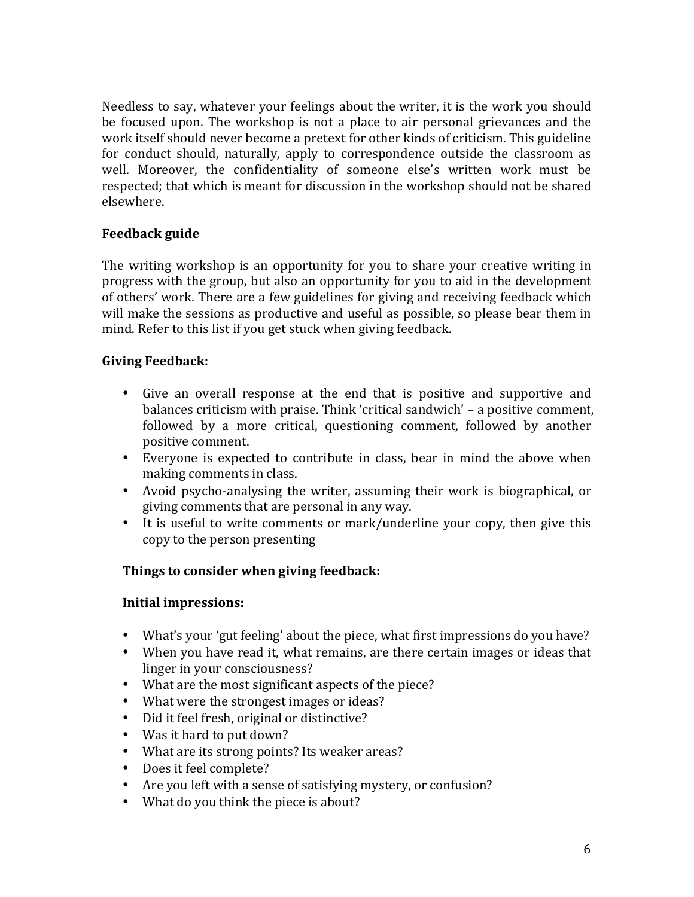Needless to say, whatever your feelings about the writer, it is the work you should be focused upon. The workshop is not a place to air personal grievances and the work itself should never become a pretext for other kinds of criticism. This guideline for conduct should, naturally, apply to correspondence outside the classroom as well. Moreover, the confidentiality of someone else's written work must be respected; that which is meant for discussion in the workshop should not be shared elsewhere.

**Feedback guide**

The writing workshop is an opportunity for you to share your creative writing in progress with the group, but also an opportunity for you to aid in the development of others' work. There are a few guidelines for giving and receiving feedback which will make the sessions as productive and useful as possible, so please bear them in mind. Refer to this list if you get stuck when giving feedback.

**Giving Feedback:**

- Give an overall response at the end that is positive and supportive and balances criticism with praise. Think 'critical sandwich' – a positive comment, followed by a more critical, questioning comment, followed by another positive comment.
- Everyone is expected to contribute in class, bear in mind the above when making comments in class.
- Avoid psycho-analysing the writer, assuming their work is biographical, or giving comments that are personal in any way.
- It is useful to write comments or mark/underline your copy, then give this copy to the person presenting

**Things to consider when giving feedback:**

**Initial impressions:**

- What's your 'gut feeling' about the piece, what first impressions do you have?
- When you have read it, what remains, are there certain images or ideas that linger in your consciousness?
- What are the most significant aspects of the piece?
- What were the strongest images or ideas?
- Did it feel fresh, original or distinctive?
- Was it hard to put down?
- What are its strong points? Its weaker areas?
- Does it feel complete?
- Are you left with a sense of satisfying mystery, or confusion?
- What do you think the piece is about?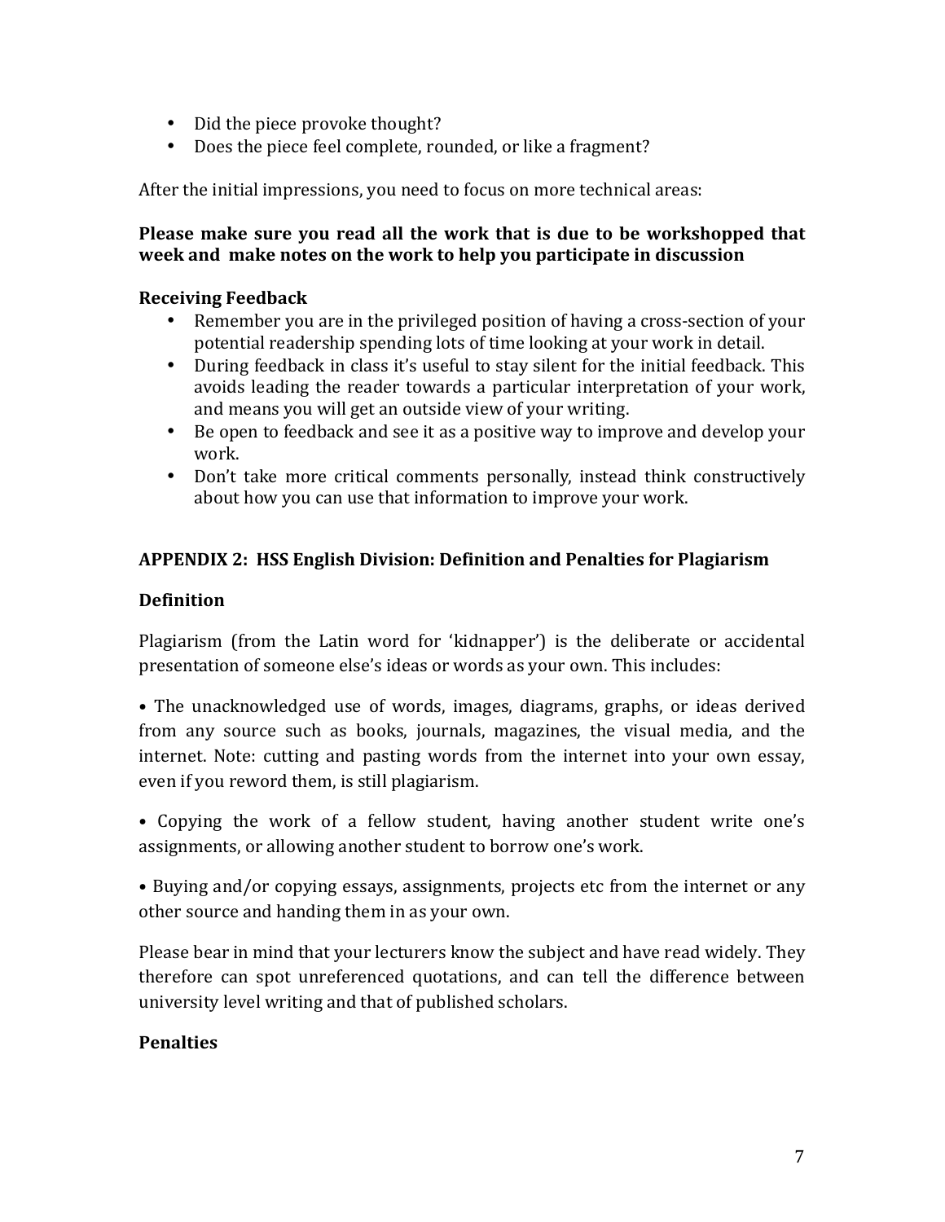- Did the piece provoke thought?
- Does the piece feel complete, rounded, or like a fragment?

After the initial impressions, you need to focus on more technical areas:

**Please make sure you read all the work that is due to be workshopped that week and make notes on the work to help you participate in discussion**

**Receiving Feedback**

- Remember you are in the privileged position of having a cross-section of your potential readership spending lots of time looking at your work in detail.
- During feedback in class it's useful to stay silent for the initial feedback. This avoids leading the reader towards a particular interpretation of your work, and means you will get an outside view of your writing.
- Be open to feedback and see it as a positive way to improve and develop your work.
- Don't take more critical comments personally, instead think constructively about how you can use that information to improve your work.

## APPENDIX 2: HSS English Division: Definition and Penalties for Plagiarism

### Definition

Plagiarism (from the Latin word for 'kidnapper') is the deliberate or accidental presentation of someone else's ideas or words as your own. This includes:

• The unacknowledged use of words, images, diagrams, graphs, or ideas derived from any source such as books, journals, magazines, the visual media, and the internet. Note: cutting and pasting words from the internet into your own essay, even if you reword them, is still plagiarism.

• Copying the work of a fellow student, having another student write one's assignments, or allowing another student to borrow one's work.

• Buying and/or copying essays, assignments, projects etc from the internet or any other source and handing them in as your own.

Please bear in mind that your lecturers know the subject and have read widely. They therefore can spot unreferenced quotations, and can tell the difference between university level writing and that of published scholars.

### Penalties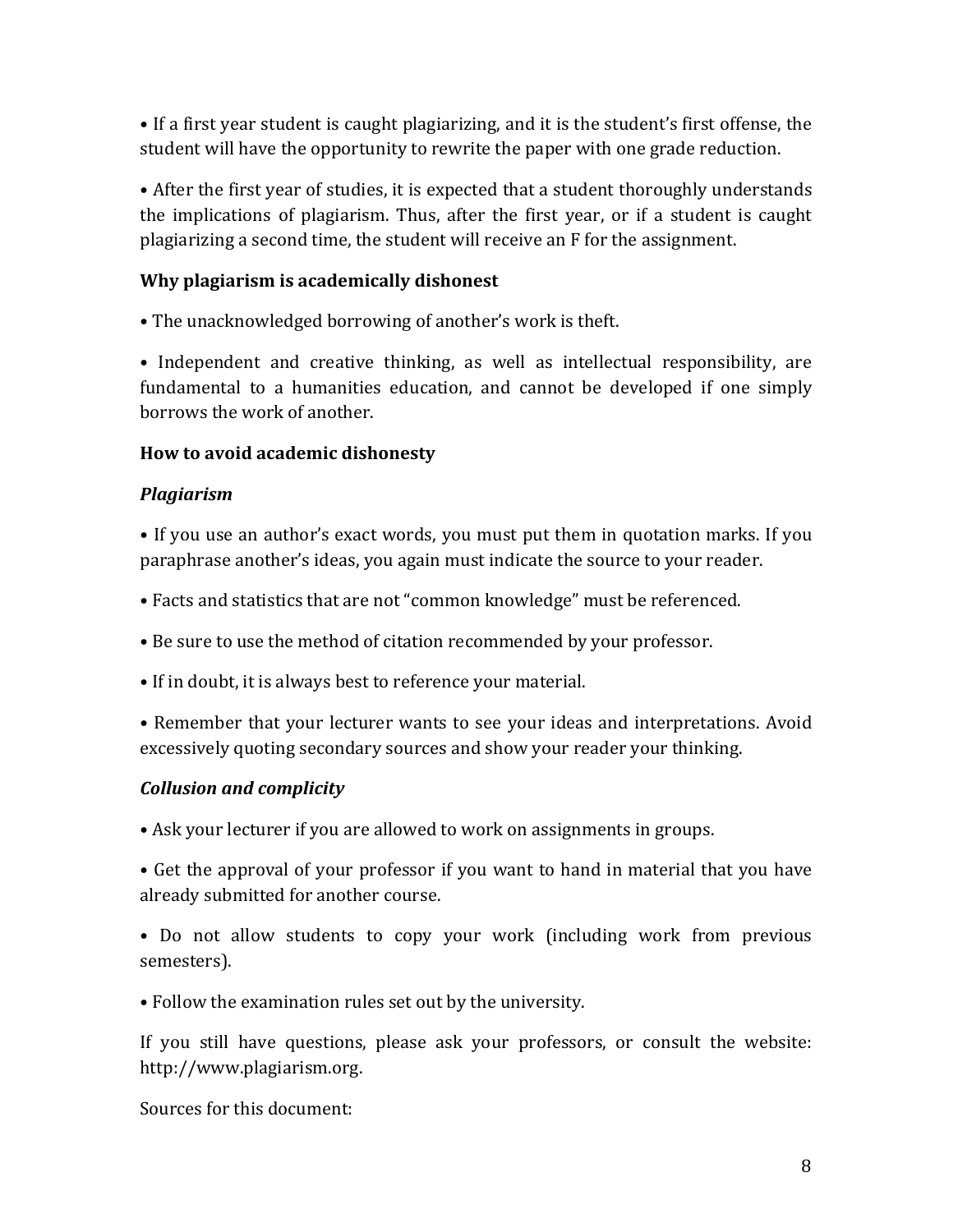- If a first year student is caught plagiarizing, and it is the student's first offense, the student will have the opportunity to rewrite the paper with one grade reduction.

- After the first year of studies, it is expected that a student thoroughly understands the implications of plagiarism. Thus, after the first year, or if a student is caught plagiarizing a second time, the student will receive an F for the assignment.

**Why plagiarism is academically dishonest**

- The unacknowledged borrowing of another's work is theft.

- Independent and creative thinking, as well as intellectual responsibility, are fundamental to a humanities education, and cannot be developed if one simply borrows the work of another.

**How to avoid academic dishonesty**

***Plagiarism***

- If you use an author's exact words, you must put them in quotation marks. If you paraphrase another's ideas, you again must indicate the source to your reader.

- Facts and statistics that are not "common knowledge" must be referenced.

- Be sure to use the method of citation recommended by your professor.

- If in doubt, it is always best to reference your material.

- Remember that your lecturer wants to see your ideas and interpretations. Avoid excessively quoting secondary sources and show your reader your thinking.

***Collusion and complicity***

- Ask your lecturer if you are allowed to work on assignments in groups.

- Get the approval of your professor if you want to hand in material that you have already submitted for another course.

- Do not allow students to copy your work (including work from previous semesters).

- Follow the examination rules set out by the university.

If you still have questions, please ask your professors, or consult the website: http://www.plagiarism.org.

Sources for this document: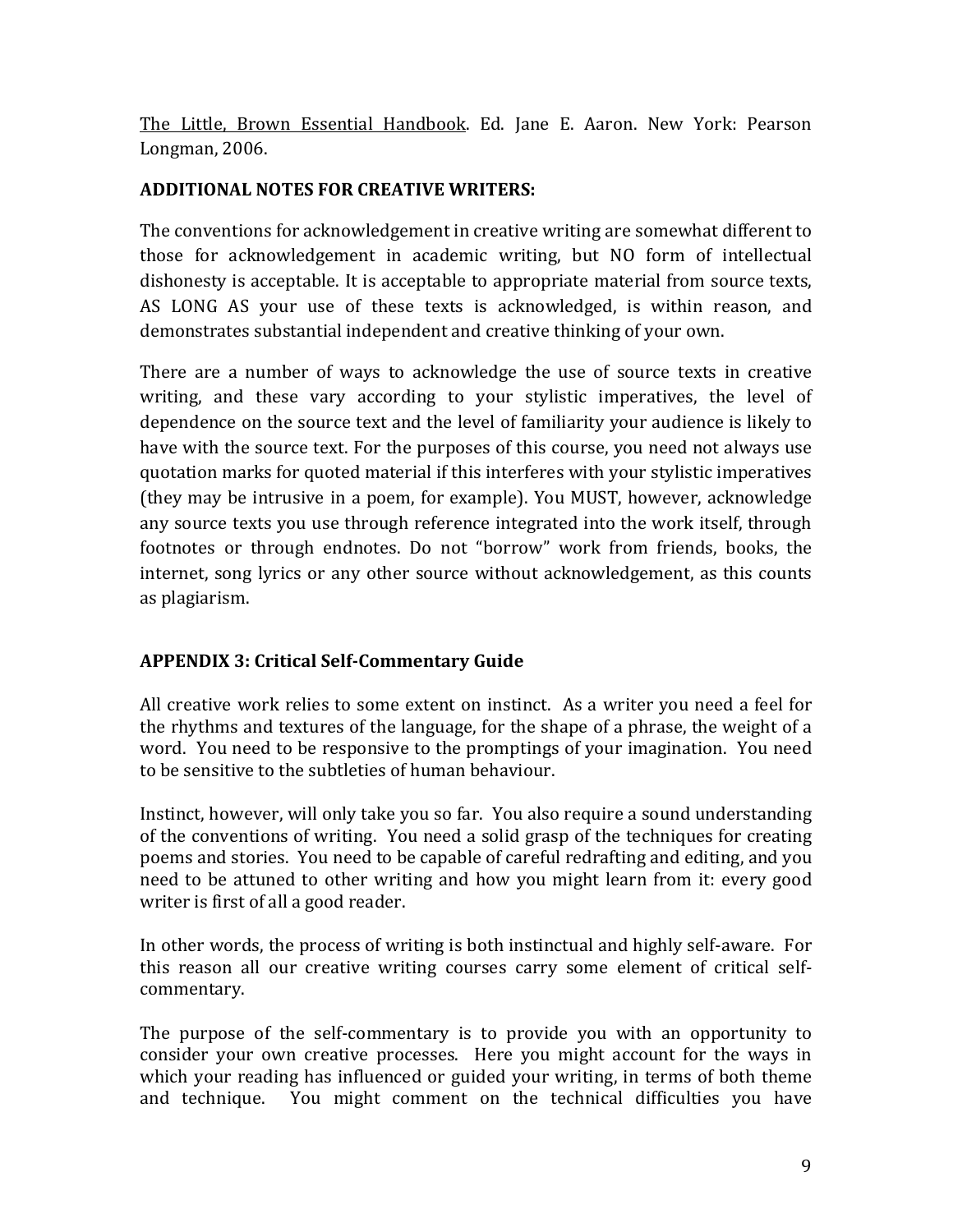<u>The Little, Brown Essential Handbook</u>. Ed. Jane E. Aaron. New York: Pearson Longman, 2006.

**ADDITIONAL NOTES FOR CREATIVE WRITERS:**

The conventions for acknowledgement in creative writing are somewhat different to those for acknowledgement in academic writing, but NO form of intellectual dishonesty is acceptable. It is acceptable to appropriate material from source texts, AS LONG AS your use of these texts is acknowledged, is within reason, and demonstrates substantial independent and creative thinking of your own.

There are a number of ways to acknowledge the use of source texts in creative writing, and these vary according to your stylistic imperatives, the level of dependence on the source text and the level of familiarity your audience is likely to have with the source text. For the purposes of this course, you need not always use quotation marks for quoted material if this interferes with your stylistic imperatives (they may be intrusive in a poem, for example). You MUST, however, acknowledge any source texts you use through reference integrated into the work itself, through footnotes or through endnotes. Do not "borrow" work from friends, books, the internet, song lyrics or any other source without acknowledgement, as this counts as plagiarism.

## APPENDIX 3: Critical Self-Commentary Guide

All creative work relies to some extent on instinct. As a writer you need a feel for the rhythms and textures of the language, for the shape of a phrase, the weight of a word. You need to be responsive to the promptings of your imagination. You need to be sensitive to the subtleties of human behaviour.

Instinct, however, will only take you so far. You also require a sound understanding of the conventions of writing. You need a solid grasp of the techniques for creating poems and stories. You need to be capable of careful redrafting and editing, and you need to be attuned to other writing and how you might learn from it: every good writer is first of all a good reader.

In other words, the process of writing is both instinctual and highly self-aware. For this reason all our creative writing courses carry some element of critical self-commentary.

The purpose of the self-commentary is to provide you with an opportunity to consider your own creative processes. Here you might account for the ways in which your reading has influenced or guided your writing, in terms of both theme and technique. You might comment on the technical difficulties you have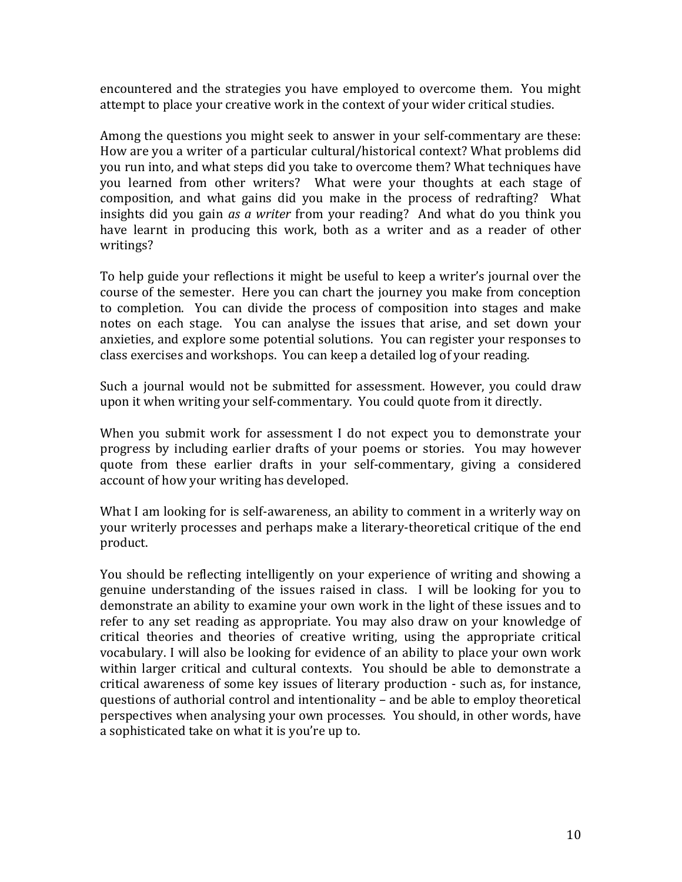encountered and the strategies you have employed to overcome them. You might attempt to place your creative work in the context of your wider critical studies.

Among the questions you might seek to answer in your self-commentary are these: How are you a writer of a particular cultural/historical context? What problems did you run into, and what steps did you take to overcome them? What techniques have you learned from other writers? What were your thoughts at each stage of composition, and what gains did you make in the process of redrafting? What insights did you gain *as a writer* from your reading? And what do you think you have learnt in producing this work, both as a writer and as a reader of other writings?

To help guide your reflections it might be useful to keep a writer's journal over the course of the semester. Here you can chart the journey you make from conception to completion. You can divide the process of composition into stages and make notes on each stage. You can analyse the issues that arise, and set down your anxieties, and explore some potential solutions. You can register your responses to class exercises and workshops. You can keep a detailed log of your reading.

Such a journal would not be submitted for assessment. However, you could draw upon it when writing your self-commentary. You could quote from it directly.

When you submit work for assessment I do not expect you to demonstrate your progress by including earlier drafts of your poems or stories. You may however quote from these earlier drafts in your self-commentary, giving a considered account of how your writing has developed.

What I am looking for is self-awareness, an ability to comment in a writerly way on your writerly processes and perhaps make a literary-theoretical critique of the end product.

You should be reflecting intelligently on your experience of writing and showing a genuine understanding of the issues raised in class. I will be looking for you to demonstrate an ability to examine your own work in the light of these issues and to refer to any set reading as appropriate. You may also draw on your knowledge of critical theories and theories of creative writing, using the appropriate critical vocabulary. I will also be looking for evidence of an ability to place your own work within larger critical and cultural contexts. You should be able to demonstrate a critical awareness of some key issues of literary production - such as, for instance, questions of authorial control and intentionality – and be able to employ theoretical perspectives when analysing your own processes. You should, in other words, have a sophisticated take on what it is you're up to.